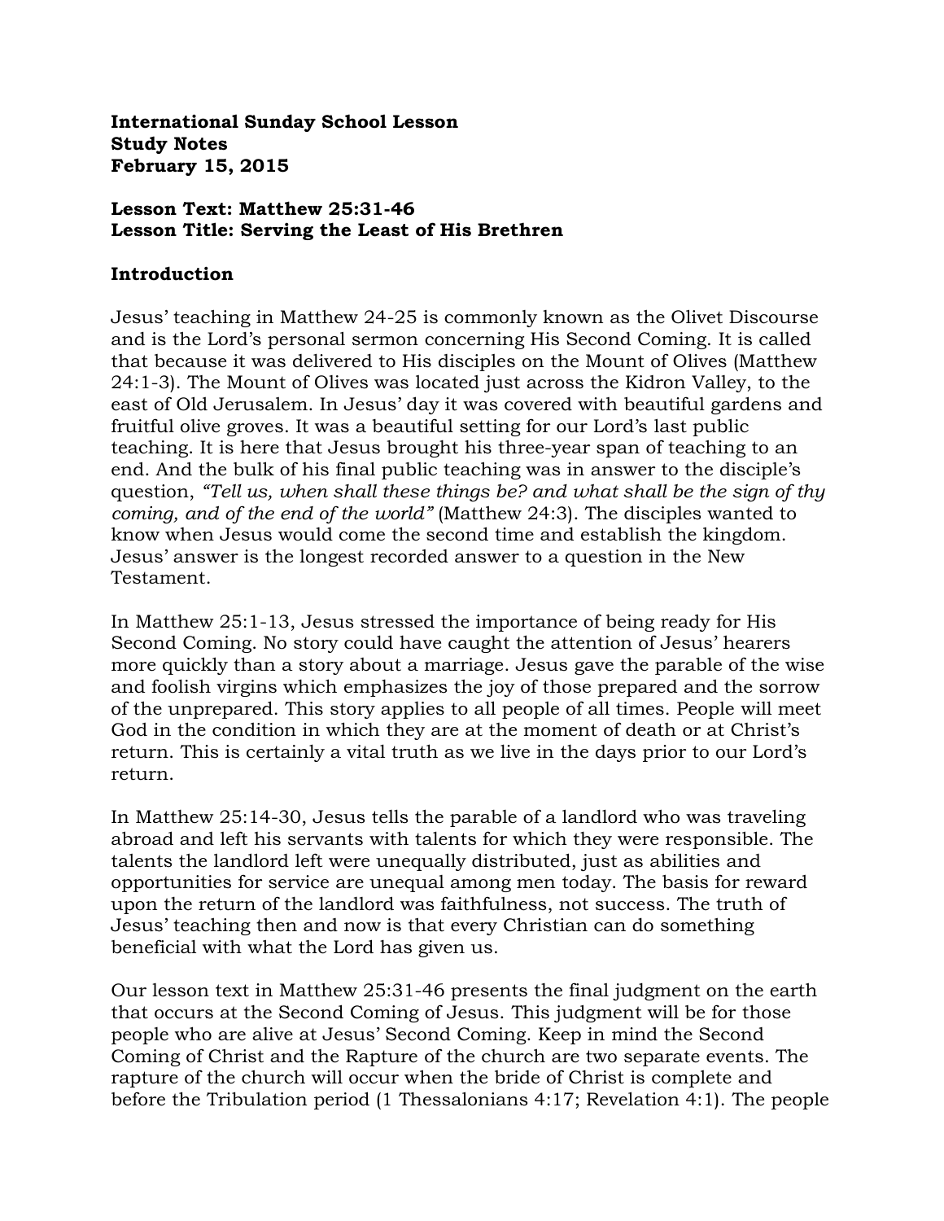**International Sunday School Lesson**
**Study Notes**
**February 15, 2015**

**Lesson Text: Matthew 25:31-46**
**Lesson Title: Serving the Least of His Brethren**

## Introduction

Jesus' teaching in Matthew 24-25 is commonly known as the Olivet Discourse and is the Lord's personal sermon concerning His Second Coming. It is called that because it was delivered to His disciples on the Mount of Olives (Matthew 24:1-3). The Mount of Olives was located just across the Kidron Valley, to the east of Old Jerusalem. In Jesus' day it was covered with beautiful gardens and fruitful olive groves. It was a beautiful setting for our Lord's last public teaching. It is here that Jesus brought his three-year span of teaching to an end. And the bulk of his final public teaching was in answer to the disciple's question, *"Tell us, when shall these things be? and what shall be the sign of thy coming, and of the end of the world"* (Matthew 24:3). The disciples wanted to know when Jesus would come the second time and establish the kingdom. Jesus' answer is the longest recorded answer to a question in the New Testament.

In Matthew 25:1-13, Jesus stressed the importance of being ready for His Second Coming. No story could have caught the attention of Jesus' hearers more quickly than a story about a marriage. Jesus gave the parable of the wise and foolish virgins which emphasizes the joy of those prepared and the sorrow of the unprepared. This story applies to all people of all times. People will meet God in the condition in which they are at the moment of death or at Christ's return. This is certainly a vital truth as we live in the days prior to our Lord's return.

In Matthew 25:14-30, Jesus tells the parable of a landlord who was traveling abroad and left his servants with talents for which they were responsible. The talents the landlord left were unequally distributed, just as abilities and opportunities for service are unequal among men today. The basis for reward upon the return of the landlord was faithfulness, not success. The truth of Jesus' teaching then and now is that every Christian can do something beneficial with what the Lord has given us.

Our lesson text in Matthew 25:31-46 presents the final judgment on the earth that occurs at the Second Coming of Jesus. This judgment will be for those people who are alive at Jesus' Second Coming. Keep in mind the Second Coming of Christ and the Rapture of the church are two separate events. The rapture of the church will occur when the bride of Christ is complete and before the Tribulation period (1 Thessalonians 4:17; Revelation 4:1). The people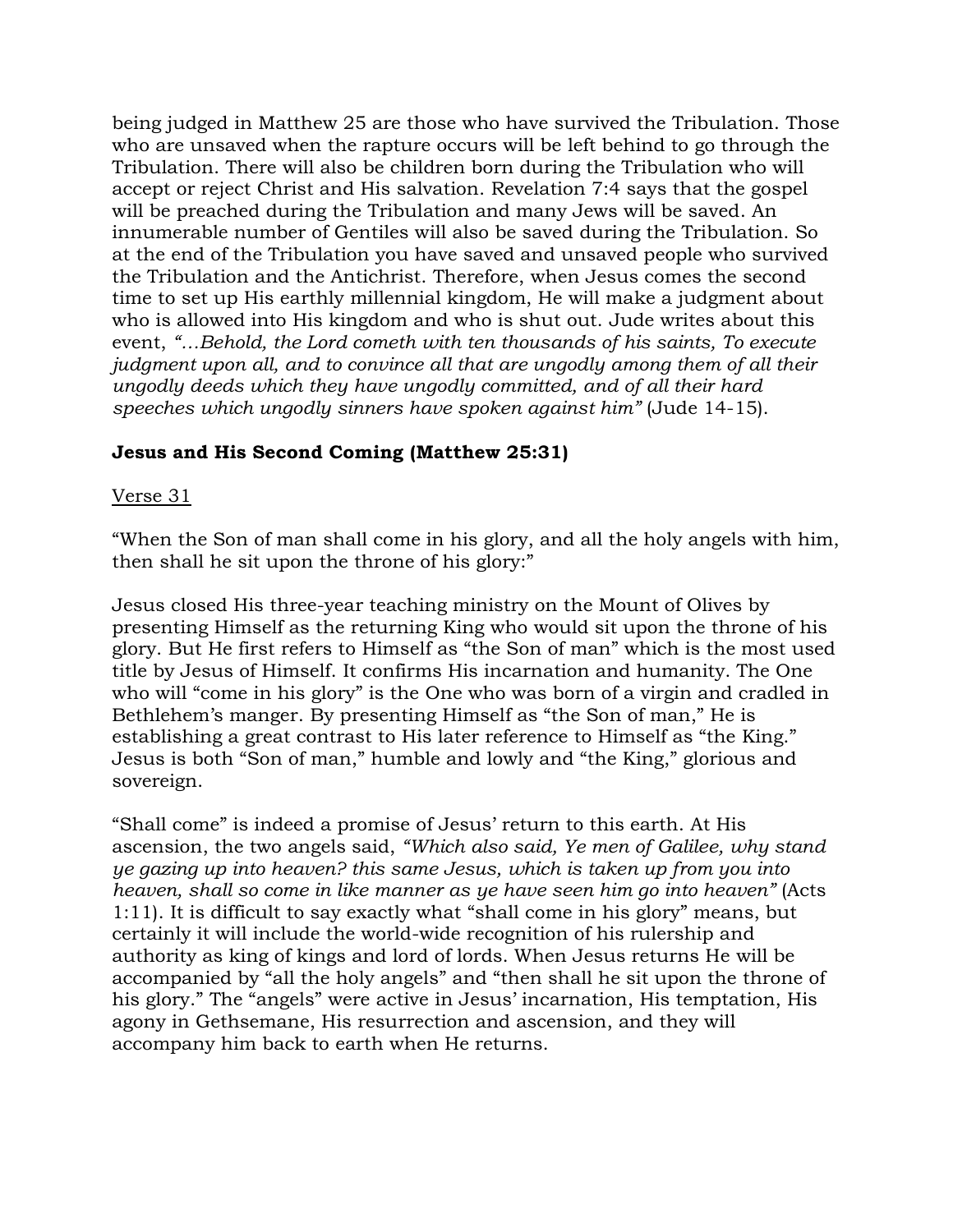being judged in Matthew 25 are those who have survived the Tribulation. Those who are unsaved when the rapture occurs will be left behind to go through the Tribulation. There will also be children born during the Tribulation who will accept or reject Christ and His salvation. Revelation 7:4 says that the gospel will be preached during the Tribulation and many Jews will be saved. An innumerable number of Gentiles will also be saved during the Tribulation. So at the end of the Tribulation you have saved and unsaved people who survived the Tribulation and the Antichrist. Therefore, when Jesus comes the second time to set up His earthly millennial kingdom, He will make a judgment about who is allowed into His kingdom and who is shut out. Jude writes about this event, *"…Behold, the Lord cometh with ten thousands of his saints, To execute judgment upon all, and to convince all that are ungodly among them of all their ungodly deeds which they have ungodly committed, and of all their hard speeches which ungodly sinners have spoken against him"* (Jude 14-15).

**Jesus and His Second Coming (Matthew 25:31)**

<u>Verse 31</u>

"When the Son of man shall come in his glory, and all the holy angels with him, then shall he sit upon the throne of his glory:"

Jesus closed His three-year teaching ministry on the Mount of Olives by presenting Himself as the returning King who would sit upon the throne of his glory. But He first refers to Himself as "the Son of man" which is the most used title by Jesus of Himself. It confirms His incarnation and humanity. The One who will "come in his glory" is the One who was born of a virgin and cradled in Bethlehem's manger. By presenting Himself as "the Son of man," He is establishing a great contrast to His later reference to Himself as "the King." Jesus is both "Son of man," humble and lowly and "the King," glorious and sovereign.

"Shall come" is indeed a promise of Jesus' return to this earth. At His ascension, the two angels said, *"Which also said, Ye men of Galilee, why stand ye gazing up into heaven? this same Jesus, which is taken up from you into heaven, shall so come in like manner as ye have seen him go into heaven"* (Acts 1:11). It is difficult to say exactly what "shall come in his glory" means, but certainly it will include the world-wide recognition of his rulership and authority as king of kings and lord of lords. When Jesus returns He will be accompanied by "all the holy angels" and "then shall he sit upon the throne of his glory." The "angels" were active in Jesus' incarnation, His temptation, His agony in Gethsemane, His resurrection and ascension, and they will accompany him back to earth when He returns.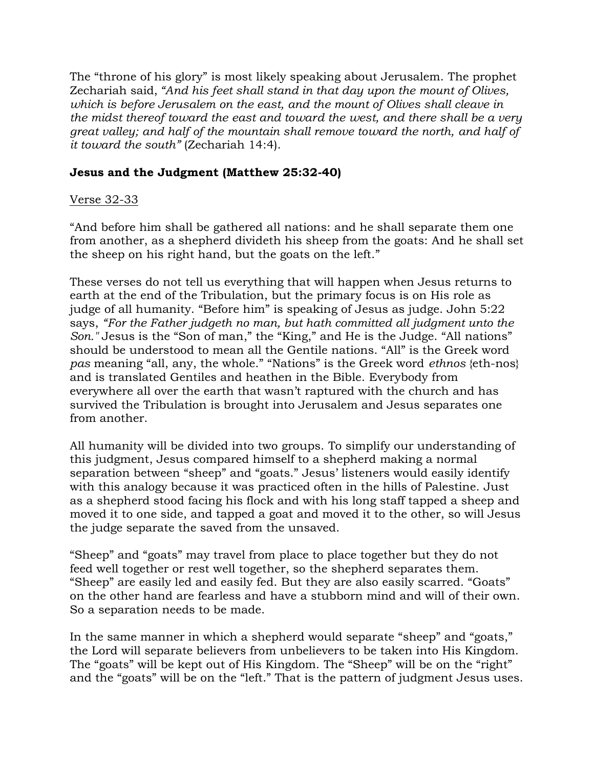The "throne of his glory" is most likely speaking about Jerusalem. The prophet Zechariah said, *"And his feet shall stand in that day upon the mount of Olives, which is before Jerusalem on the east, and the mount of Olives shall cleave in the midst thereof toward the east and toward the west, and there shall be a very great valley; and half of the mountain shall remove toward the north, and half of it toward the south"* (Zechariah 14:4).

**Jesus and the Judgment (Matthew 25:32-40)**

<u>Verse 32-33</u>

"And before him shall be gathered all nations: and he shall separate them one from another, as a shepherd divideth his sheep from the goats: And he shall set the sheep on his right hand, but the goats on the left."

These verses do not tell us everything that will happen when Jesus returns to earth at the end of the Tribulation, but the primary focus is on His role as judge of all humanity. "Before him" is speaking of Jesus as judge. John 5:22 says, *"For the Father judgeth no man, but hath committed all judgment unto the Son."* Jesus is the "Son of man," the "King," and He is the Judge. "All nations" should be understood to mean all the Gentile nations. "All" is the Greek word *pas* meaning "all, any, the whole." "Nations" is the Greek word *ethnos* {eth-nos} and is translated Gentiles and heathen in the Bible. Everybody from everywhere all over the earth that wasn't raptured with the church and has survived the Tribulation is brought into Jerusalem and Jesus separates one from another.

All humanity will be divided into two groups. To simplify our understanding of this judgment, Jesus compared himself to a shepherd making a normal separation between "sheep" and "goats." Jesus' listeners would easily identify with this analogy because it was practiced often in the hills of Palestine. Just as a shepherd stood facing his flock and with his long staff tapped a sheep and moved it to one side, and tapped a goat and moved it to the other, so will Jesus the judge separate the saved from the unsaved.

"Sheep" and "goats" may travel from place to place together but they do not feed well together or rest well together, so the shepherd separates them. "Sheep" are easily led and easily fed. But they are also easily scarred. "Goats" on the other hand are fearless and have a stubborn mind and will of their own. So a separation needs to be made.

In the same manner in which a shepherd would separate "sheep" and "goats," the Lord will separate believers from unbelievers to be taken into His Kingdom. The "goats" will be kept out of His Kingdom. The "Sheep" will be on the "right" and the "goats" will be on the "left." That is the pattern of judgment Jesus uses.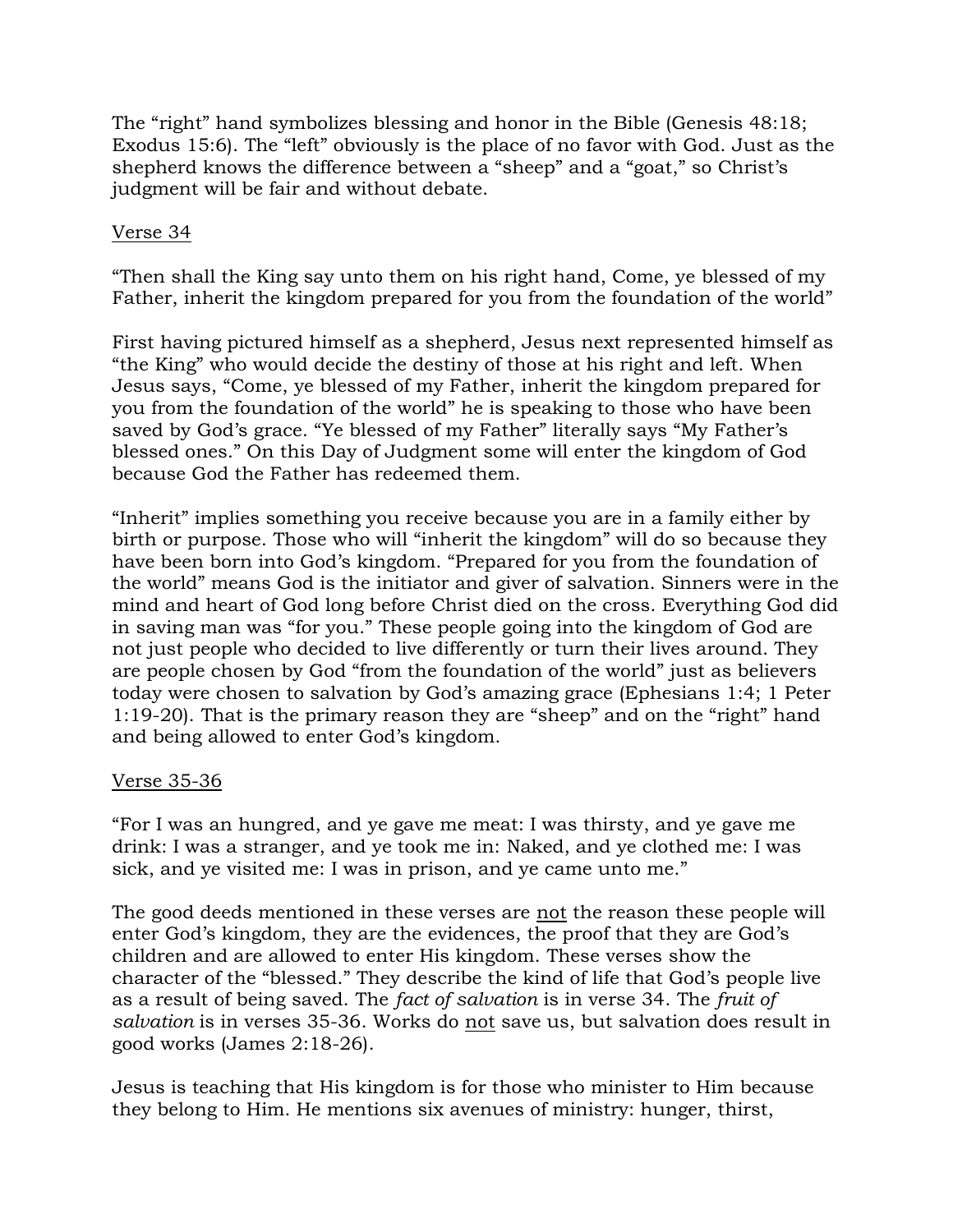The "right" hand symbolizes blessing and honor in the Bible (Genesis 48:18; Exodus 15:6). The "left" obviously is the place of no favor with God. Just as the shepherd knows the difference between a "sheep" and a "goat," so Christ's judgment will be fair and without debate.

<u>Verse 34</u>

"Then shall the King say unto them on his right hand, Come, ye blessed of my Father, inherit the kingdom prepared for you from the foundation of the world"

First having pictured himself as a shepherd, Jesus next represented himself as "the King" who would decide the destiny of those at his right and left. When Jesus says, "Come, ye blessed of my Father, inherit the kingdom prepared for you from the foundation of the world" he is speaking to those who have been saved by God's grace. "Ye blessed of my Father" literally says "My Father's blessed ones." On this Day of Judgment some will enter the kingdom of God because God the Father has redeemed them.

"Inherit" implies something you receive because you are in a family either by birth or purpose. Those who will "inherit the kingdom" will do so because they have been born into God's kingdom. "Prepared for you from the foundation of the world" means God is the initiator and giver of salvation. Sinners were in the mind and heart of God long before Christ died on the cross. Everything God did in saving man was "for you." These people going into the kingdom of God are not just people who decided to live differently or turn their lives around. They are people chosen by God "from the foundation of the world" just as believers today were chosen to salvation by God's amazing grace (Ephesians 1:4; 1 Peter 1:19-20). That is the primary reason they are "sheep" and on the "right" hand and being allowed to enter God's kingdom.

<u>Verse 35-36</u>

"For I was an hungred, and ye gave me meat: I was thirsty, and ye gave me drink: I was a stranger, and ye took me in: Naked, and ye clothed me: I was sick, and ye visited me: I was in prison, and ye came unto me."

The good deeds mentioned in these verses are <u>not</u> the reason these people will enter God's kingdom, they are the evidences, the proof that they are God's children and are allowed to enter His kingdom. These verses show the character of the "blessed." They describe the kind of life that God's people live as a result of being saved. The *fact of salvation* is in verse 34. The *fruit of salvation* is in verses 35-36. Works do <u>not</u> save us, but salvation does result in good works (James 2:18-26).

Jesus is teaching that His kingdom is for those who minister to Him because they belong to Him. He mentions six avenues of ministry: hunger, thirst,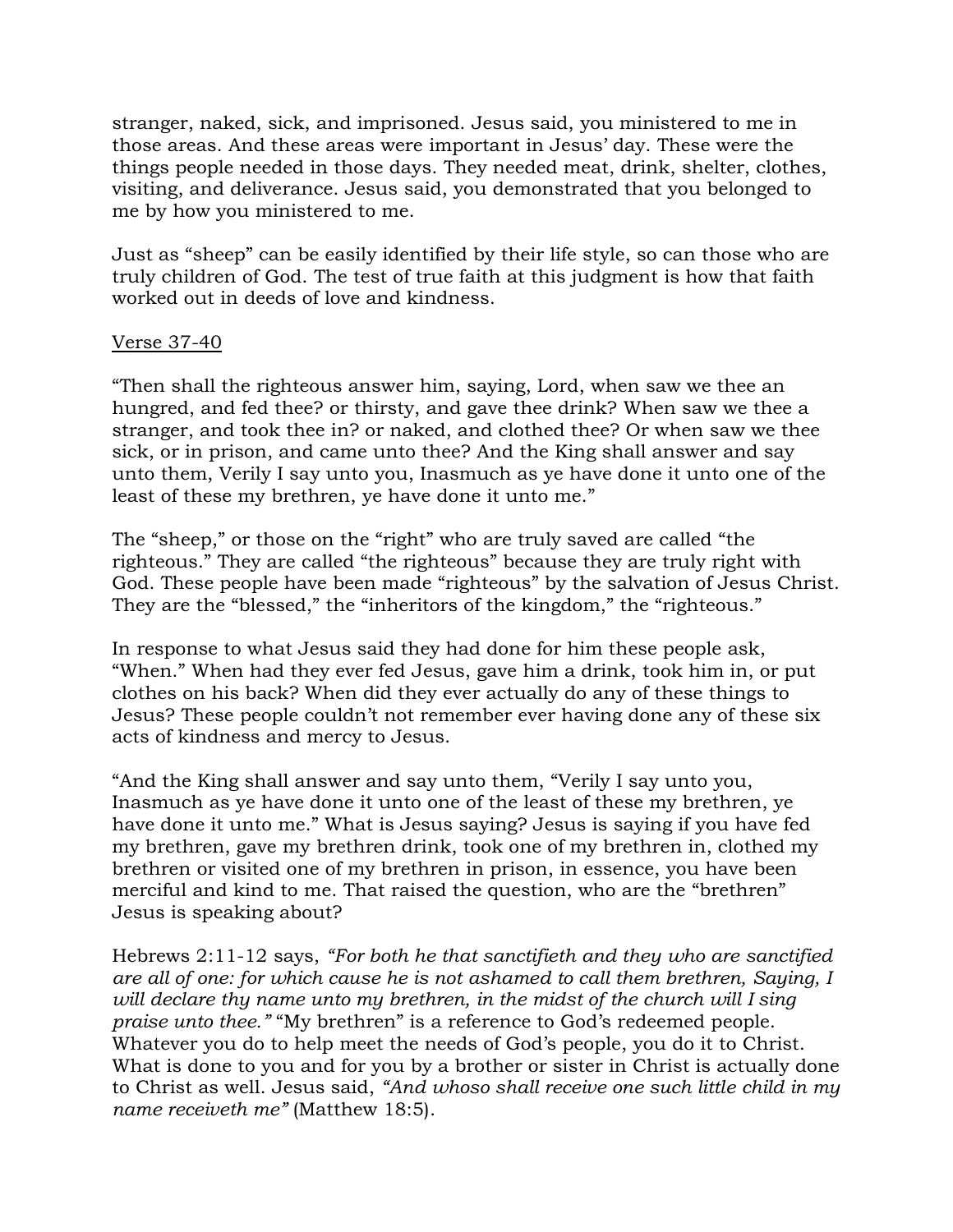stranger, naked, sick, and imprisoned. Jesus said, you ministered to me in those areas. And these areas were important in Jesus' day. These were the things people needed in those days. They needed meat, drink, shelter, clothes, visiting, and deliverance. Jesus said, you demonstrated that you belonged to me by how you ministered to me.

Just as "sheep" can be easily identified by their life style, so can those who are truly children of God. The test of true faith at this judgment is how that faith worked out in deeds of love and kindness.

<u>Verse 37-40</u>

"Then shall the righteous answer him, saying, Lord, when saw we thee an hungred, and fed thee? or thirsty, and gave thee drink? When saw we thee a stranger, and took thee in? or naked, and clothed thee? Or when saw we thee sick, or in prison, and came unto thee? And the King shall answer and say unto them, Verily I say unto you, Inasmuch as ye have done it unto one of the least of these my brethren, ye have done it unto me."

The "sheep," or those on the "right" who are truly saved are called "the righteous." They are called "the righteous" because they are truly right with God. These people have been made "righteous" by the salvation of Jesus Christ. They are the "blessed," the "inheritors of the kingdom," the "righteous."

In response to what Jesus said they had done for him these people ask, "When." When had they ever fed Jesus, gave him a drink, took him in, or put clothes on his back? When did they ever actually do any of these things to Jesus? These people couldn't not remember ever having done any of these six acts of kindness and mercy to Jesus.

"And the King shall answer and say unto them, "Verily I say unto you, Inasmuch as ye have done it unto one of the least of these my brethren, ye have done it unto me." What is Jesus saying? Jesus is saying if you have fed my brethren, gave my brethren drink, took one of my brethren in, clothed my brethren or visited one of my brethren in prison, in essence, you have been merciful and kind to me. That raised the question, who are the "brethren" Jesus is speaking about?

Hebrews 2:11-12 says, *"For both he that sanctifieth and they who are sanctified are all of one: for which cause he is not ashamed to call them brethren, Saying, I will declare thy name unto my brethren, in the midst of the church will I sing praise unto thee."* "My brethren" is a reference to God's redeemed people. Whatever you do to help meet the needs of God's people, you do it to Christ. What is done to you and for you by a brother or sister in Christ is actually done to Christ as well. Jesus said, *"And whoso shall receive one such little child in my name receiveth me"* (Matthew 18:5).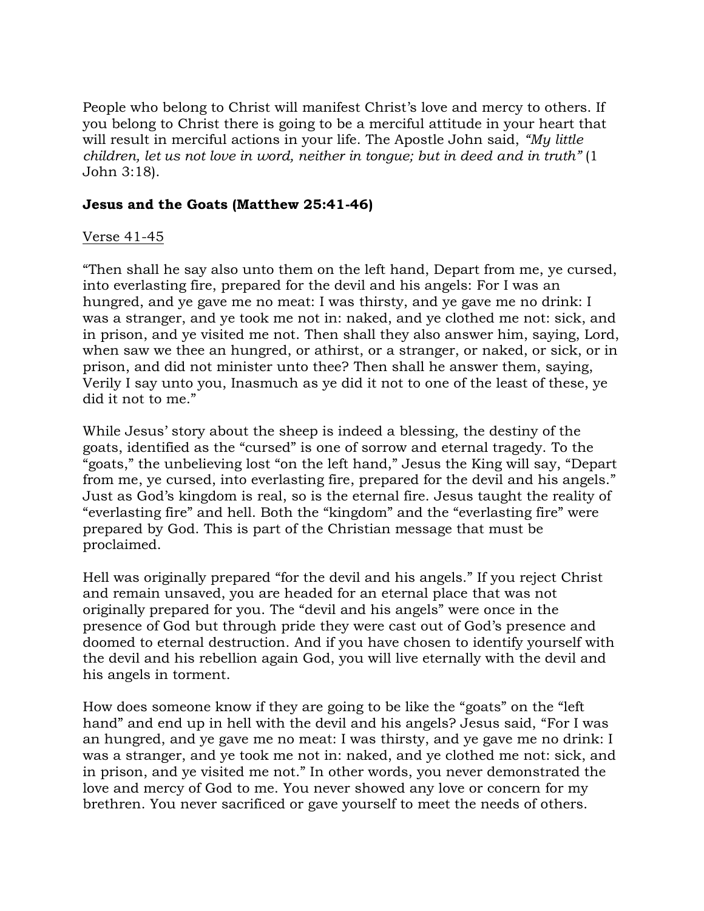People who belong to Christ will manifest Christ's love and mercy to others. If you belong to Christ there is going to be a merciful attitude in your heart that will result in merciful actions in your life. The Apostle John said, *"My little children, let us not love in word, neither in tongue; but in deed and in truth"* (1 John 3:18).

**Jesus and the Goats (Matthew 25:41-46)**

<u>Verse 41-45</u>

"Then shall he say also unto them on the left hand, Depart from me, ye cursed, into everlasting fire, prepared for the devil and his angels: For I was an hungred, and ye gave me no meat: I was thirsty, and ye gave me no drink: I was a stranger, and ye took me not in: naked, and ye clothed me not: sick, and in prison, and ye visited me not. Then shall they also answer him, saying, Lord, when saw we thee an hungred, or athirst, or a stranger, or naked, or sick, or in prison, and did not minister unto thee? Then shall he answer them, saying, Verily I say unto you, Inasmuch as ye did it not to one of the least of these, ye did it not to me."

While Jesus' story about the sheep is indeed a blessing, the destiny of the goats, identified as the "cursed" is one of sorrow and eternal tragedy. To the "goats," the unbelieving lost "on the left hand," Jesus the King will say, "Depart from me, ye cursed, into everlasting fire, prepared for the devil and his angels." Just as God's kingdom is real, so is the eternal fire. Jesus taught the reality of "everlasting fire" and hell. Both the "kingdom" and the "everlasting fire" were prepared by God. This is part of the Christian message that must be proclaimed.

Hell was originally prepared "for the devil and his angels." If you reject Christ and remain unsaved, you are headed for an eternal place that was not originally prepared for you. The "devil and his angels" were once in the presence of God but through pride they were cast out of God's presence and doomed to eternal destruction. And if you have chosen to identify yourself with the devil and his rebellion again God, you will live eternally with the devil and his angels in torment.

How does someone know if they are going to be like the "goats" on the "left hand" and end up in hell with the devil and his angels? Jesus said, "For I was an hungred, and ye gave me no meat: I was thirsty, and ye gave me no drink: I was a stranger, and ye took me not in: naked, and ye clothed me not: sick, and in prison, and ye visited me not." In other words, you never demonstrated the love and mercy of God to me. You never showed any love or concern for my brethren. You never sacrificed or gave yourself to meet the needs of others.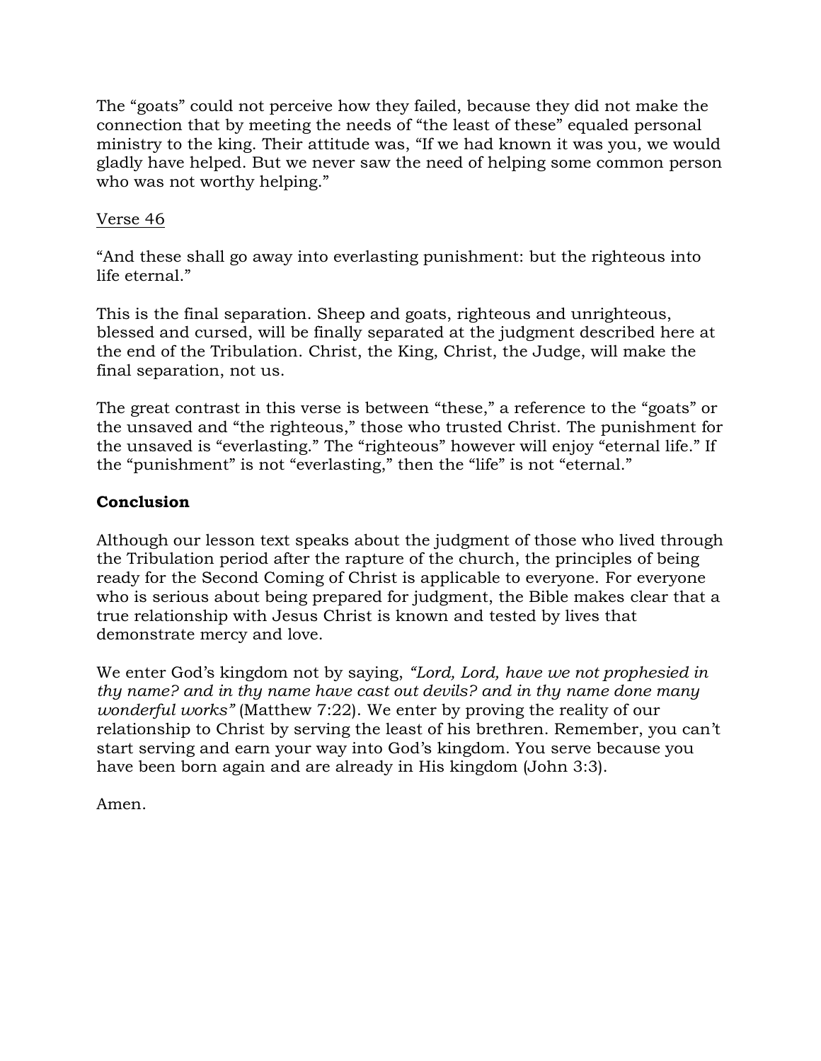The "goats" could not perceive how they failed, because they did not make the connection that by meeting the needs of "the least of these" equaled personal ministry to the king. Their attitude was, "If we had known it was you, we would gladly have helped. But we never saw the need of helping some common person who was not worthy helping."

<u>Verse 46</u>

"And these shall go away into everlasting punishment: but the righteous into life eternal."

This is the final separation. Sheep and goats, righteous and unrighteous, blessed and cursed, will be finally separated at the judgment described here at the end of the Tribulation. Christ, the King, Christ, the Judge, will make the final separation, not us.

The great contrast in this verse is between "these," a reference to the "goats" or the unsaved and "the righteous," those who trusted Christ. The punishment for the unsaved is "everlasting." The "righteous" however will enjoy "eternal life." If the "punishment" is not "everlasting," then the "life" is not "eternal."

**Conclusion**

Although our lesson text speaks about the judgment of those who lived through the Tribulation period after the rapture of the church, the principles of being ready for the Second Coming of Christ is applicable to everyone. For everyone who is serious about being prepared for judgment, the Bible makes clear that a true relationship with Jesus Christ is known and tested by lives that demonstrate mercy and love.

We enter God's kingdom not by saying, *"Lord, Lord, have we not prophesied in thy name? and in thy name have cast out devils? and in thy name done many wonderful works"* (Matthew 7:22). We enter by proving the reality of our relationship to Christ by serving the least of his brethren. Remember, you can't start serving and earn your way into God's kingdom. You serve because you have been born again and are already in His kingdom (John 3:3).

Amen.